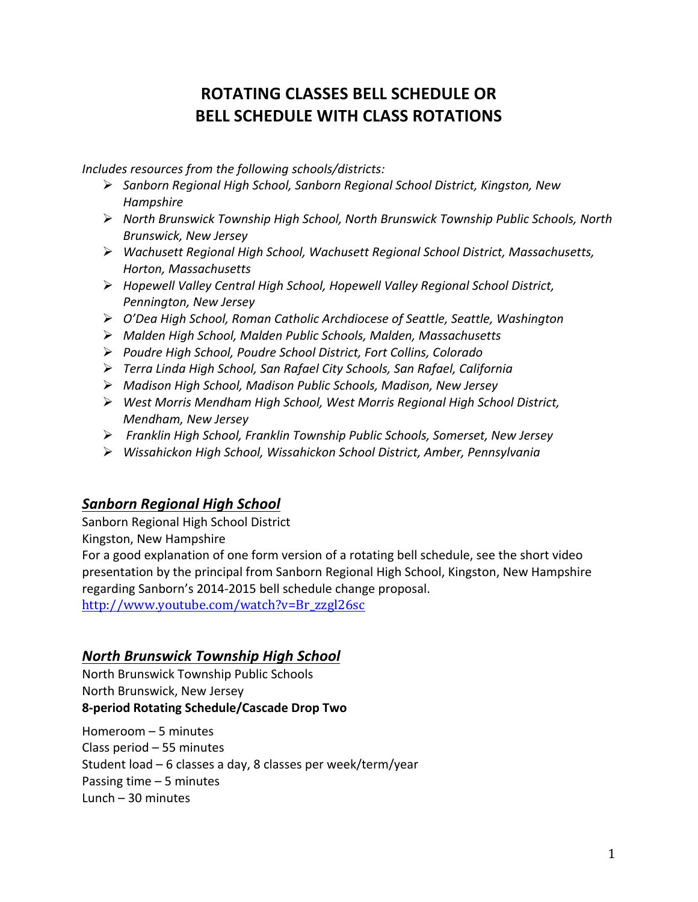# ROTATING CLASSES BELL SCHEDULE OR BELL SCHEDULE WITH CLASS ROTATIONS

*Includes resources from the following schools/districts:*

- *Sanborn Regional High School, Sanborn Regional School District, Kingston, New Hampshire*
- *North Brunswick Township High School, North Brunswick Township Public Schools, North Brunswick, New Jersey*
- *Wachusett Regional High School, Wachusett Regional School District, Massachusetts, Horton, Massachusetts*
- *Hopewell Valley Central High School, Hopewell Valley Regional School District, Pennington, New Jersey*
- *O'Dea High School, Roman Catholic Archdiocese of Seattle, Seattle, Washington*
- *Malden High School, Malden Public Schools, Malden, Massachusetts*
- *Poudre High School, Poudre School District, Fort Collins, Colorado*
- *Terra Linda High School, San Rafael City Schools, San Rafael, California*
- *Madison High School, Madison Public Schools, Madison, New Jersey*
- *West Morris Mendham High School, West Morris Regional High School District, Mendham, New Jersey*
- *Franklin High School, Franklin Township Public Schools, Somerset, New Jersey*
- *Wissahickon High School, Wissahickon School District, Amber, Pennsylvania*

## *Sanborn Regional High School*

Sanborn Regional High School District
Kingston, New Hampshire
For a good explanation of one form version of a rotating bell schedule, see the short video presentation by the principal from Sanborn Regional High School, Kingston, New Hampshire regarding Sanborn's 2014-2015 bell schedule change proposal.
http://www.youtube.com/watch?v=Br_zzgl26sc

## *North Brunswick Township High School*

North Brunswick Township Public Schools
North Brunswick, New Jersey
**8-period Rotating Schedule/Cascade Drop Two**

Homeroom – 5 minutes
Class period – 55 minutes
Student load – 6 classes a day, 8 classes per week/term/year
Passing time – 5 minutes
Lunch – 30 minutes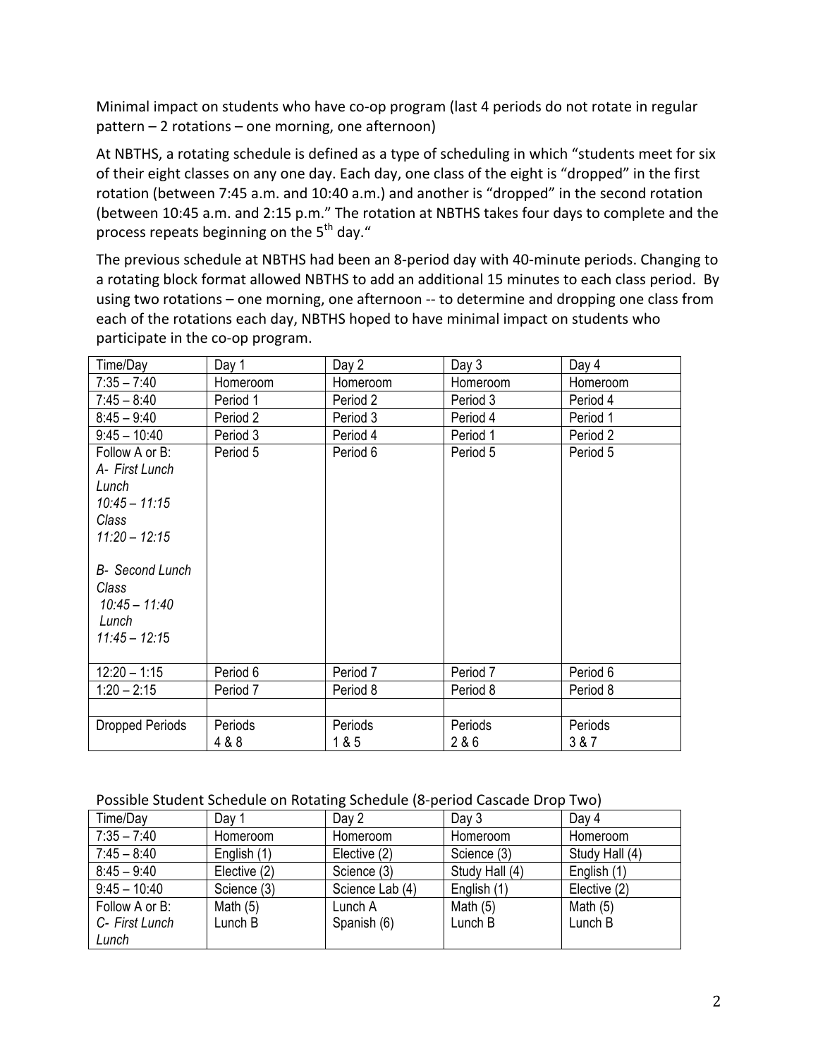Minimal impact on students who have co-op program (last 4 periods do not rotate in regular pattern – 2 rotations – one morning, one afternoon)

At NBTHS, a rotating schedule is defined as a type of scheduling in which "students meet for six of their eight classes on any one day. Each day, one class of the eight is "dropped" in the first rotation (between 7:45 a.m. and 10:40 a.m.) and another is "dropped" in the second rotation (between 10:45 a.m. and 2:15 p.m." The rotation at NBTHS takes four days to complete and the process repeats beginning on the 5th day."

The previous schedule at NBTHS had been an 8-period day with 40-minute periods. Changing to a rotating block format allowed NBTHS to add an additional 15 minutes to each class period. By using two rotations – one morning, one afternoon -- to determine and dropping one class from each of the rotations each day, NBTHS hoped to have minimal impact on students who participate in the co-op program.

| Time/Day | Day 1 | Day 2 | Day 3 | Day 4 |
|---|---|---|---|---|
| 7:35 – 7:40 | Homeroom | Homeroom | Homeroom | Homeroom |
| 7:45 – 8:40 | Period 1 | Period 2 | Period 3 | Period 4 |
| 8:45 – 9:40 | Period 2 | Period 3 | Period 4 | Period 1 |
| 9:45 – 10:40 | Period 3 | Period 4 | Period 1 | Period 2 |
| Follow A or B: *A- First Lunch* *Lunch* *10:45 – 11:15* *Class* *11:20 – 12:15* *B- Second Lunch* *Class* *10:45 – 11:40* *Lunch* *11:45 – 12:15* | Period 5 | Period 6 | Period 5 | Period 5 |
| 12:20 – 1:15 | Period 6 | Period 7 | Period 7 | Period 6 |
| 1:20 – 2:15 | Period 7 | Period 8 | Period 8 | Period 8 |
| | | | | |
| Dropped Periods | Periods 4 & 8 | Periods 1 & 5 | Periods 2 & 6 | Periods 3 & 7 |

Possible Student Schedule on Rotating Schedule (8-period Cascade Drop Two)

| Time/Day | Day 1 | Day 2 | Day 3 | Day 4 |
|---|---|---|---|---|
| 7:35 – 7:40 | Homeroom | Homeroom | Homeroom | Homeroom |
| 7:45 – 8:40 | English (1) | Elective (2) | Science (3) | Study Hall (4) |
| 8:45 – 9:40 | Elective (2) | Science (3) | Study Hall (4) | English (1) |
| 9:45 – 10:40 | Science (3) | Science Lab (4) | English (1) | Elective (2) |
| Follow A or B: *C- First Lunch* *Lunch* | Math (5) Lunch B | Lunch A Spanish (6) | Math (5) Lunch B | Math (5) Lunch B |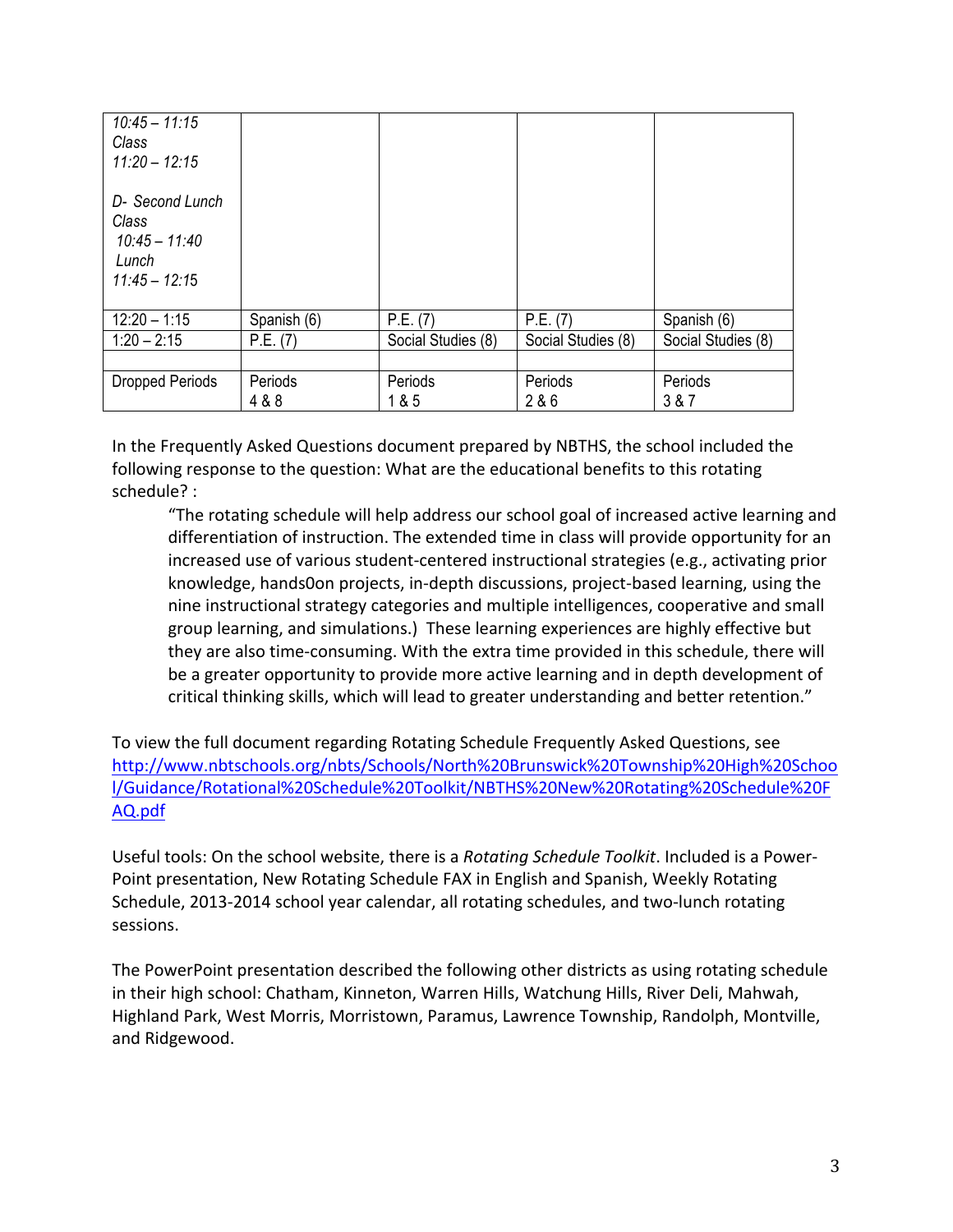| *10:45 – 11:15*<br>*Class*<br>*11:20 – 12:15*<br><br>*D- Second Lunch*<br>*Class*<br>*10:45 – 11:40*<br>*Lunch*<br>*11:45 – 12:15* | | | | |
|---|---|---|---|---|
| 12:20 – 1:15 | Spanish (6) | P.E. (7) | P.E. (7) | Spanish (6) |
| 1:20 – 2:15 | P.E. (7) | Social Studies (8) | Social Studies (8) | Social Studies (8) |
| | | | | |
| Dropped Periods | Periods 4 & 8 | Periods 1 & 5 | Periods 2 & 6 | Periods 3 & 7 |

In the Frequently Asked Questions document prepared by NBTHS, the school included the following response to the question: What are the educational benefits to this rotating schedule? :

> "The rotating schedule will help address our school goal of increased active learning and differentiation of instruction. The extended time in class will provide opportunity for an increased use of various student-centered instructional strategies (e.g., activating prior knowledge, hands0on projects, in-depth discussions, project-based learning, using the nine instructional strategy categories and multiple intelligences, cooperative and small group learning, and simulations.) These learning experiences are highly effective but they are also time-consuming. With the extra time provided in this schedule, there will be a greater opportunity to provide more active learning and in depth development of critical thinking skills, which will lead to greater understanding and better retention."

To view the full document regarding Rotating Schedule Frequently Asked Questions, see http://www.nbtschools.org/nbts/Schools/North%20Brunswick%20Township%20High%20School/Guidance/Rotational%20Schedule%20Toolkit/NBTHS%20New%20Rotating%20Schedule%20FAQ.pdf

Useful tools: On the school website, there is a *Rotating Schedule Toolkit*. Included is a Power-Point presentation, New Rotating Schedule FAX in English and Spanish, Weekly Rotating Schedule, 2013-2014 school year calendar, all rotating schedules, and two-lunch rotating sessions.

The PowerPoint presentation described the following other districts as using rotating schedule in their high school: Chatham, Kinneton, Warren Hills, Watchung Hills, River Deli, Mahwah, Highland Park, West Morris, Morristown, Paramus, Lawrence Township, Randolph, Montville, and Ridgewood.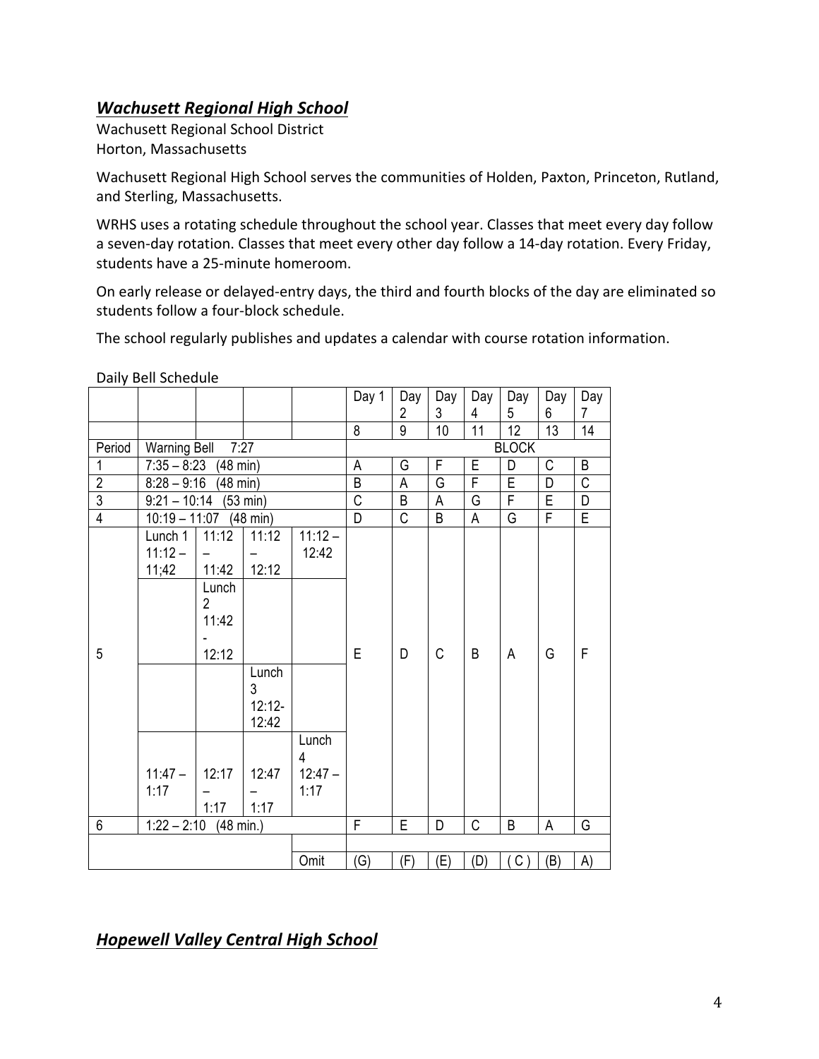## ***Wachusett Regional High School***

Wachusett Regional School District
Horton, Massachusetts

Wachusett Regional High School serves the communities of Holden, Paxton, Princeton, Rutland, and Sterling, Massachusetts.

WRHS uses a rotating schedule throughout the school year. Classes that meet every day follow a seven-day rotation. Classes that meet every other day follow a 14-day rotation. Every Friday, students have a 25-minute homeroom.

On early release or delayed-entry days, the third and fourth blocks of the day are eliminated so students follow a four-block schedule.

The school regularly publishes and updates a calendar with course rotation information.

Daily Bell Schedule

| | | | | | Day 1 | Day 2 | Day 3 | Day 4 | Day 5 | Day 6 | Day 7 |
|---|---|---|---|---|---|---|---|---|---|---|---|
| | | | | | 8 | 9 | 10 | 11 | 12 | 13 | 14 |
| Period | Warning Bell 7:27 | | | | BLOCK | | | | | | |
| 1 | 7:35 – 8:23 (48 min) | | | | A | G | F | E | D | C | B |
| 2 | 8:28 – 9:16 (48 min) | | | | B | A | G | F | E | D | C |
| 3 | 9:21 – 10:14 (53 min) | | | | C | B | A | G | F | E | D |
| 4 | 10:19 – 11:07 (48 min) | | | | D | C | B | A | G | F | E |
| 5 | Lunch 1 11:12 – 11;42 | 11:12 – 11:42 | 11:12 – 12:12 | 11:12 – 12:42 | E | D | C | B | A | G | F |
| | | Lunch 2 11:42 - 12:12 | | | | | | | | | |
| | | | Lunch 3 12:12- 12:42 | | | | | | | | |
| | 11:47 – 1:17 | 12:17 – 1:17 | 12:47 – 1:17 | Lunch 4 12:47 – 1:17 | | | | | | | |
| 6 | 1:22 – 2:10 (48 min.) | | | | F | E | D | C | B | A | G |
| | | | | | | | | | | | |
| | | | | Omit | (G) | (F) | (E) | (D) | ( C ) | (B) | A) |

## ***Hopewell Valley Central High School***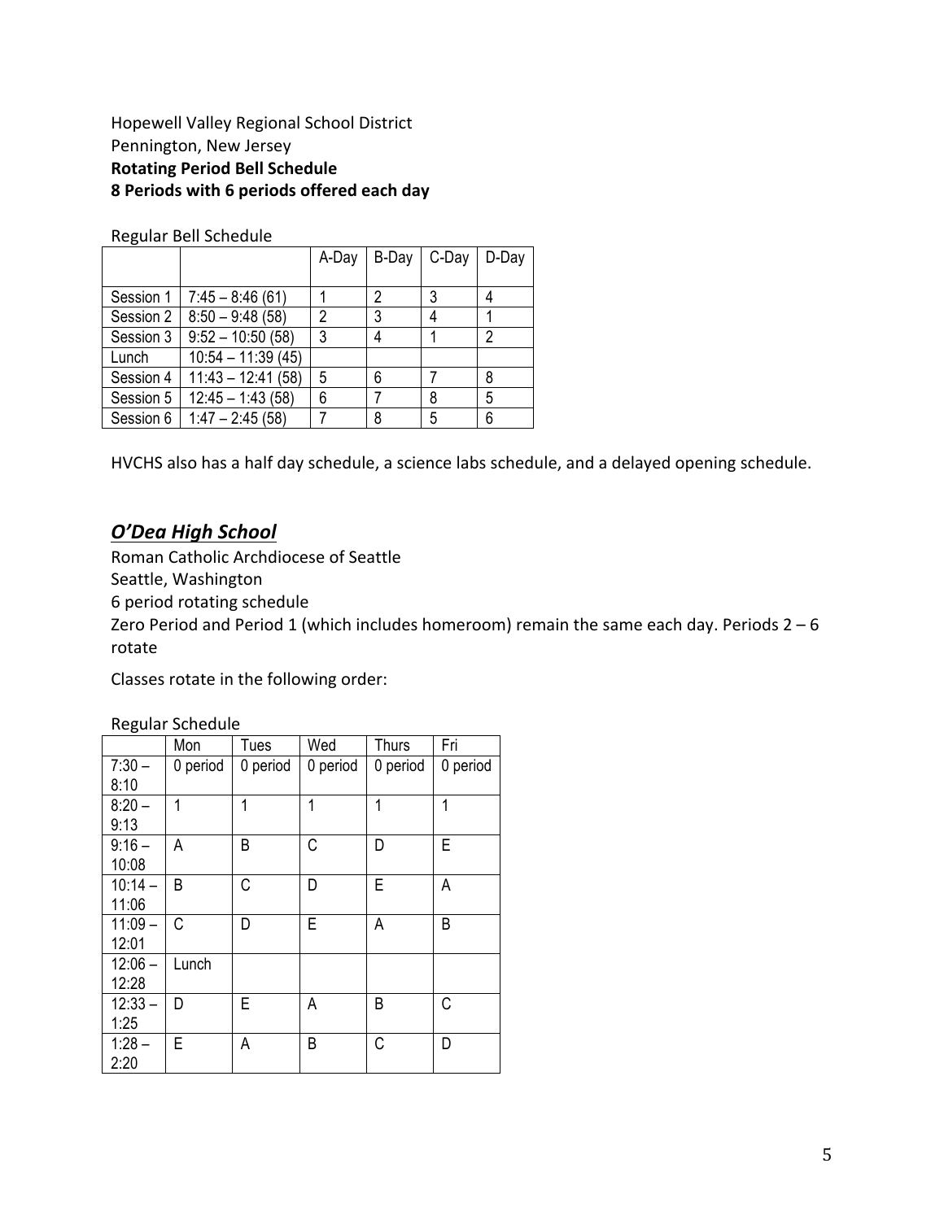Hopewell Valley Regional School District
Pennington, New Jersey
**Rotating Period Bell Schedule**
**8 Periods with 6 periods offered each day**

Regular Bell Schedule

| | | A-Day | B-Day | C-Day | D-Day |
|---|---|---|---|---|---|
| Session 1 | 7:45 – 8:46 (61) | 1 | 2 | 3 | 4 |
| Session 2 | 8:50 – 9:48 (58) | 2 | 3 | 4 | 1 |
| Session 3 | 9:52 – 10:50 (58) | 3 | 4 | 1 | 2 |
| Lunch | 10:54 – 11:39 (45) | | | | |
| Session 4 | 11:43 – 12:41 (58) | 5 | 6 | 7 | 8 |
| Session 5 | 12:45 – 1:43 (58) | 6 | 7 | 8 | 5 |
| Session 6 | 1:47 – 2:45 (58) | 7 | 8 | 5 | 6 |

HVCHS also has a half day schedule, a science labs schedule, and a delayed opening schedule.

## ***O'Dea High School***

Roman Catholic Archdiocese of Seattle
Seattle, Washington
6 period rotating schedule
Zero Period and Period 1 (which includes homeroom) remain the same each day. Periods 2 – 6 rotate

Classes rotate in the following order:

Regular Schedule

| | Mon | Tues | Wed | Thurs | Fri |
|---|---|---|---|---|---|
| 7:30 – 8:10 | 0 period | 0 period | 0 period | 0 period | 0 period |
| 8:20 – 9:13 | 1 | 1 | 1 | 1 | 1 |
| 9:16 – 10:08 | A | B | C | D | E |
| 10:14 – 11:06 | B | C | D | E | A |
| 11:09 – 12:01 | C | D | E | A | B |
| 12:06 – 12:28 | Lunch | | | | |
| 12:33 – 1:25 | D | E | A | B | C |
| 1:28 – 2:20 | E | A | B | C | D |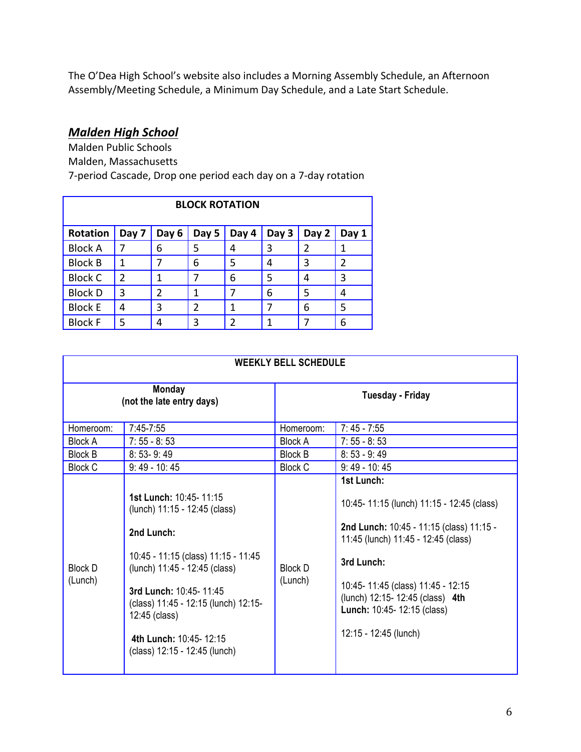The O'Dea High School's website also includes a Morning Assembly Schedule, an Afternoon Assembly/Meeting Schedule, a Minimum Day Schedule, and a Late Start Schedule.

## ***Malden High School***

Malden Public Schools
Malden, Massachusetts
7-period Cascade, Drop one period each day on a 7-day rotation

| BLOCK ROTATION | | | | | | | |
|---|---|---|---|---|---|---|---|
| **Rotation** | **Day 7** | **Day 6** | **Day 5** | **Day 4** | **Day 3** | **Day 2** | **Day 1** |
| Block A | 7 | 6 | 5 | 4 | 3 | 2 | 1 |
| Block B | 1 | 7 | 6 | 5 | 4 | 3 | 2 |
| Block C | 2 | 1 | 7 | 6 | 5 | 4 | 3 |
| Block D | 3 | 2 | 1 | 7 | 6 | 5 | 4 |
| Block E | 4 | 3 | 2 | 1 | 7 | 6 | 5 |
| Block F | 5 | 4 | 3 | 2 | 1 | 7 | 6 |

| WEEKLY BELL SCHEDULE | | | |
|---|---|---|---|
| **Monday (not the late entry days)** | | **Tuesday - Friday** | |
| Homeroom: | 7:45-7:55 | Homeroom: | 7: 45 - 7:55 |
| Block A | 7: 55 - 8: 53 | Block A | 7: 55 - 8: 53 |
| Block B | 8: 53- 9: 49 | Block B | 8: 53 - 9: 49 |
| Block C | 9: 49 - 10: 45 | Block C | 9: 49 - 10: 45 |
| Block D (Lunch) | **1st Lunch:** 10:45- 11:15 (lunch) 11:15 - 12:45 (class) **2nd Lunch:** 10:45 - 11:15 (class) 11:15 - 11:45 (lunch) 11:45 - 12:45 (class) **3rd Lunch:** 10:45- 11:45 (class) 11:45 - 12:15 (lunch) 12:15- 12:45 (class) **4th Lunch:** 10:45- 12:15 (class) 12:15 - 12:45 (lunch) | Block D (Lunch) | **1st Lunch:** 10:45- 11:15 (lunch) 11:15 - 12:45 (class) **2nd Lunch:** 10:45 - 11:15 (class) 11:15 - 11:45 (lunch) 11:45 - 12:45 (class) **3rd Lunch:** 10:45- 11:45 (class) 11:45 - 12:15 (lunch) 12:15- 12:45 (class) **4th Lunch:** 10:45- 12:15 (class) 12:15 - 12:45 (lunch) |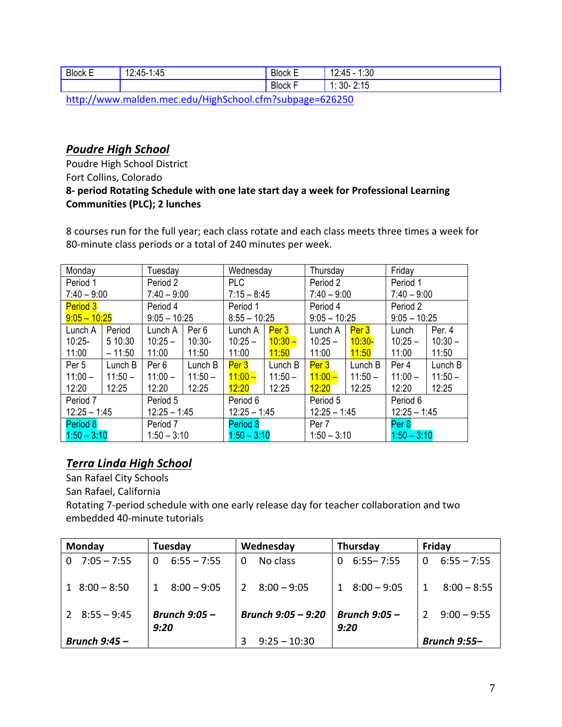| Block E | 12:45-1:45 | Block E | 12:45 - 1:30 |
|---|---|---|---|
| | | Block F | 1: 30- 2:15 |

http://www.malden.mec.edu/HighSchool.cfm?subpage=626250

## *Poudre High School*

Poudre High School District
Fort Collins, Colorado
**8- period Rotating Schedule with one late start day a week for Professional Learning Communities (PLC); 2 lunches**

8 courses run for the full year; each class rotate and each class meets three times a week for 80-minute class periods or a total of 240 minutes per week.

| Monday | | Tuesday | | Wednesday | | Thursday | | Friday | |
|---|---|---|---|---|---|---|---|---|---|
| Period 1 7:40 – 9:00 | | Period 2 7:40 – 9:00 | | PLC 7:15 – 8:45 | | Period 2 7:40 – 9:00 | | Period 1 7:40 – 9:00 | |
| Period 3 9:05 – 10:25 | | Period 4 9:05 – 10:25 | | Period 1 8:55 – 10:25 | | Period 4 9:05 – 10:25 | | Period 2 9:05 – 10:25 | |
| Lunch A 10:25- 11:00 | Period 5 10:30 – 11:50 | Lunch A 10:25 – 11:00 | Per 6 10:30- 11:50 | Lunch A 10:25 – 11:00 | Per 3 10:30 – 11:50 | Lunch A 10:25 – 11:00 | Per 3 10:30- 11:50 | Lunch 10:25 – 11:00 | Per. 4 10:30 – 11:50 |
| Per 5 11:00 – 12:20 | Lunch B 11:50 – 12:25 | Per 6 11:00 – 12:20 | Lunch B 11:50 – 12:25 | Per 3 11:00 – 12:20 | Lunch B 11:50 – 12:25 | Per 3 11:00 – 12:20 | Lunch B 11:50 – 12:25 | Per 4 11:00 – 12:20 | Lunch B 11:50 – 12:25 |
| Period 7 12:25 – 1:45 | | Period 5 12:25 – 1:45 | | Period 6 12:25 – 1:45 | | Period 5 12:25 – 1:45 | | Period 6 12:25 – 1:45 | |
| Period 8 1:50 – 3:10 | | Period 7 1:50 – 3:10 | | Period 8 1:50 – 3:10 | | Per 7 1:50 – 3:10 | | Per 8 1:50 – 3:10 | |

## *Terra Linda High School*

San Rafael City Schools
San Rafael, California
Rotating 7-period schedule with one early release day for teacher collaboration and two embedded 40-minute tutorials

| Monday | Tuesday | Wednesday | Thursday | Friday |
|---|---|---|---|---|
| 0 7:05 – 7:55 | 0 6:55 – 7:55 | 0 No class | 0 6:55– 7:55 | 0 6:55 – 7:55 |
| 1 8:00 – 8:50 | 1 8:00 – 9:05 | 2 8:00 – 9:05 | 1 8:00 – 9:05 | 1 8:00 – 8:55 |
| 2 8:55 – 9:45 | ***Brunch 9:05 – 9:20*** | ***Brunch 9:05 – 9:20*** | ***Brunch 9:05 – 9:20*** | 2 9:00 – 9:55 |
| ***Brunch 9:45 –*** | | 3 9:25 – 10:30 | | ***Brunch 9:55–*** |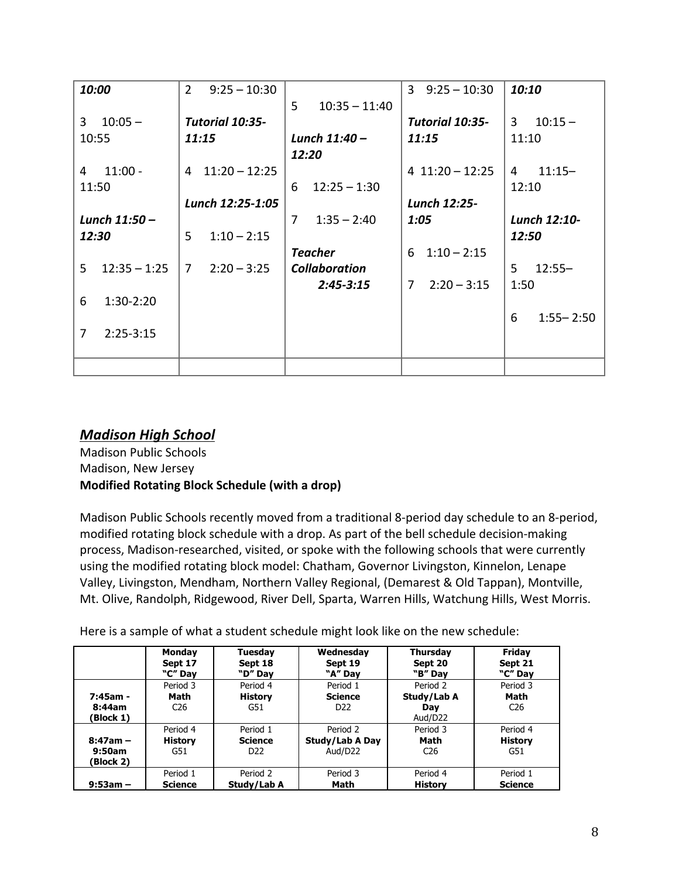| | | | | |
|---|---|---|---|---|
| ***10:00*** <br><br> 3 10:05 – 10:55 <br><br> 4 11:00 - 11:50 <br><br> ***Lunch 11:50 – 12:30*** <br><br> 5 12:35 – 1:25 <br><br> 6 1:30-2:20 <br><br> 7 2:25-3:15 | 2 9:25 – 10:30 <br><br> ***Tutorial 10:35-11:15*** <br><br> 4 11:20 – 12:25 <br><br> ***Lunch 12:25-1:05*** <br><br> 5 1:10 – 2:15 <br><br> 7 2:20 – 3:25 | 5 10:35 – 11:40 <br><br> ***Lunch 11:40 – 12:20*** <br><br> 6 12:25 – 1:30 <br><br> 7 1:35 – 2:40 <br><br> ***Teacher Collaboration 2:45-3:15*** | 3 9:25 – 10:30 <br><br> ***Tutorial 10:35-11:15*** <br><br> 4 11:20 – 12:25 <br><br> ***Lunch 12:25-1:05*** <br><br> 6 1:10 – 2:15 <br><br> 7 2:20 – 3:15 | ***10:10*** <br><br> 3 10:15 – 11:10 <br><br> 4 11:15– 12:10 <br><br> ***Lunch 12:10-12:50*** <br><br> 5 12:55– 1:50 <br><br> 6 1:55– 2:50 |
| | | | | |

## ***Madison High School***

Madison Public Schools
Madison, New Jersey
**Modified Rotating Block Schedule (with a drop)**

Madison Public Schools recently moved from a traditional 8-period day schedule to an 8-period, modified rotating block schedule with a drop. As part of the bell schedule decision-making process, Madison-researched, visited, or spoke with the following schools that were currently using the modified rotating block model: Chatham, Governor Livingston, Kinnelon, Lenape Valley, Livingston, Mendham, Northern Valley Regional, (Demarest & Old Tappan), Montville, Mt. Olive, Randolph, Ridgewood, River Dell, Sparta, Warren Hills, Watchung Hills, West Morris.

Here is a sample of what a student schedule might look like on the new schedule:

| | **Monday Sept 17 "C" Day** | **Tuesday Sept 18 "D" Day** | **Wednesday Sept 19 "A" Day** | **Thursday Sept 20 "B" Day** | **Friday Sept 21 "C" Day** |
|---|---|---|---|---|---|
| **7:45am - 8:44am (Block 1)** | Period 3 **Math** C26 | Period 4 **History** G51 | Period 1 **Science** D22 | Period 2 **Study/Lab A Day** Aud/D22 | Period 3 **Math** C26 |
| **8:47am – 9:50am (Block 2)** | Period 4 **History** G51 | Period 1 **Science** D22 | Period 2 **Study/Lab A Day** Aud/D22 | Period 3 **Math** C26 | Period 4 **History** G51 |
| **9:53am –** | Period 1 **Science** | Period 2 **Study/Lab A** | Period 3 **Math** | Period 4 **History** | Period 1 **Science** |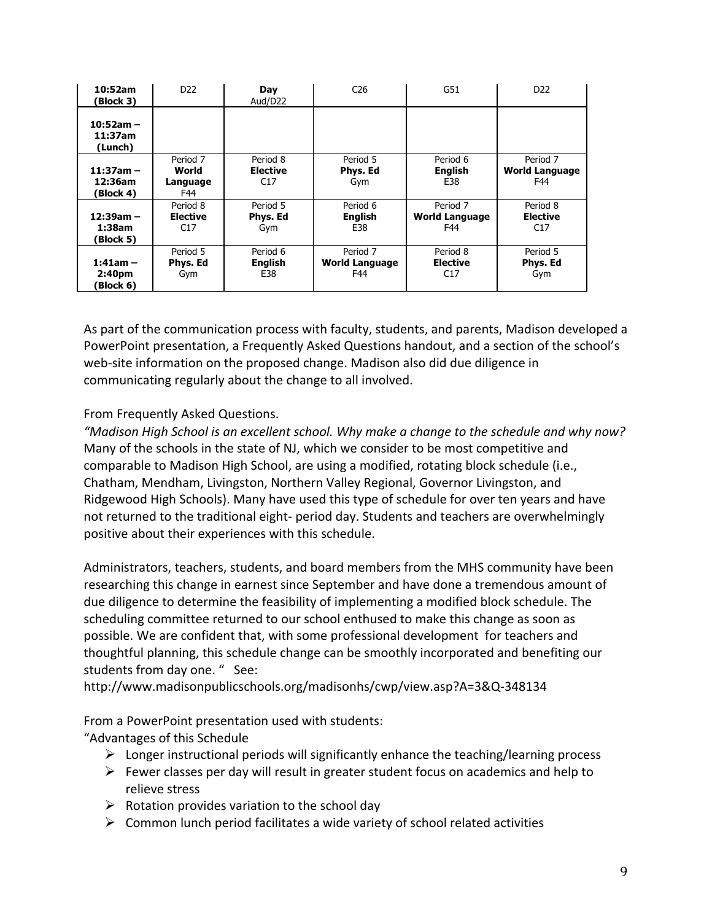| **10:52am (Block 3)** | D22 | **Day** Aud/D22 | C26 | G51 | D22 |
|---|---|---|---|---|---|
| **10:52am – 11:37am (Lunch)** | | | | | |
| **11:37am – 12:36am (Block 4)** | Period 7 **World Language** F44 | Period 8 **Elective** C17 | Period 5 **Phys. Ed** Gym | Period 6 **English** E38 | Period 7 **World Language** F44 |
| **12:39am – 1:38am (Block 5)** | Period 8 **Elective** C17 | Period 5 **Phys. Ed** Gym | Period 6 **English** E38 | Period 7 **World Language** F44 | Period 8 **Elective** C17 |
| **1:41am – 2:40pm (Block 6)** | Period 5 **Phys. Ed** Gym | Period 6 **English** E38 | Period 7 **World Language** F44 | Period 8 **Elective** C17 | Period 5 **Phys. Ed** Gym |

As part of the communication process with faculty, students, and parents, Madison developed a PowerPoint presentation, a Frequently Asked Questions handout, and a section of the school's web-site information on the proposed change. Madison also did due diligence in communicating regularly about the change to all involved.

From Frequently Asked Questions.

*"Madison High School is an excellent school. Why make a change to the schedule and why now?* Many of the schools in the state of NJ, which we consider to be most competitive and comparable to Madison High School, are using a modified, rotating block schedule (i.e., Chatham, Mendham, Livingston, Northern Valley Regional, Governor Livingston, and Ridgewood High Schools). Many have used this type of schedule for over ten years and have not returned to the traditional eight- period day. Students and teachers are overwhelmingly positive about their experiences with this schedule.

Administrators, teachers, students, and board members from the MHS community have been researching this change in earnest since September and have done a tremendous amount of due diligence to determine the feasibility of implementing a modified block schedule. The scheduling committee returned to our school enthused to make this change as soon as possible. We are confident that, with some professional development for teachers and thoughtful planning, this schedule change can be smoothly incorporated and benefiting our students from day one. " See:
http://www.madisonpublicschools.org/madisonhs/cwp/view.asp?A=3&Q-348134

From a PowerPoint presentation used with students:

"Advantages of this Schedule

- Longer instructional periods will significantly enhance the teaching/learning process
- Fewer classes per day will result in greater student focus on academics and help to relieve stress
- Rotation provides variation to the school day
- Common lunch period facilitates a wide variety of school related activities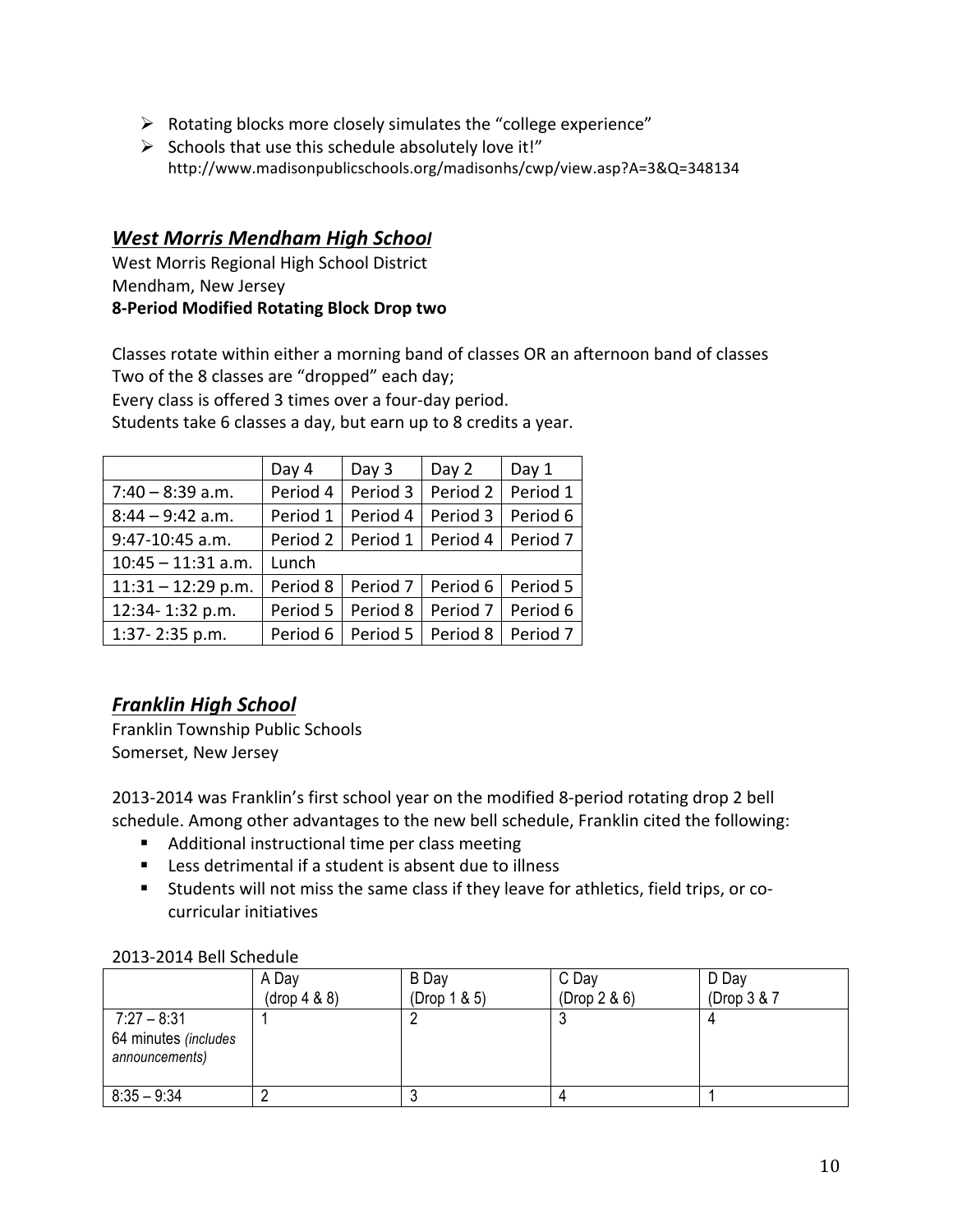- ➢ Rotating blocks more closely simulates the "college experience"
- ➢ Schools that use this schedule absolutely love it!"
  http://www.madisonpublicschools.org/madisonhs/cwp/view.asp?A=3&Q=348134

## ***West Morris Mendham High School***

West Morris Regional High School District
Mendham, New Jersey
**8-Period Modified Rotating Block Drop two**

Classes rotate within either a morning band of classes OR an afternoon band of classes
Two of the 8 classes are "dropped" each day;
Every class is offered 3 times over a four-day period.
Students take 6 classes a day, but earn up to 8 credits a year.

| | Day 4 | Day 3 | Day 2 | Day 1 |
|---|---|---|---|---|
| 7:40 – 8:39 a.m. | Period 4 | Period 3 | Period 2 | Period 1 |
| 8:44 – 9:42 a.m. | Period 1 | Period 4 | Period 3 | Period 6 |
| 9:47-10:45 a.m. | Period 2 | Period 1 | Period 4 | Period 7 |
| 10:45 – 11:31 a.m. | Lunch | | | |
| 11:31 – 12:29 p.m. | Period 8 | Period 7 | Period 6 | Period 5 |
| 12:34- 1:32 p.m. | Period 5 | Period 8 | Period 7 | Period 6 |
| 1:37- 2:35 p.m. | Period 6 | Period 5 | Period 8 | Period 7 |

## ***Franklin High School***

Franklin Township Public Schools
Somerset, New Jersey

2013-2014 was Franklin's first school year on the modified 8-period rotating drop 2 bell schedule. Among other advantages to the new bell schedule, Franklin cited the following:

- Additional instructional time per class meeting
- Less detrimental if a student is absent due to illness
- Students will not miss the same class if they leave for athletics, field trips, or co-curricular initiatives

2013-2014 Bell Schedule

| | A Day (drop 4 & 8) | B Day (Drop 1 & 5) | C Day (Drop 2 & 6) | D Day (Drop 3 & 7 |
|---|---|---|---|---|
| 7:27 – 8:31 64 minutes *(includes announcements)* | 1 | 2 | 3 | 4 |
| 8:35 – 9:34 | 2 | 3 | 4 | 1 |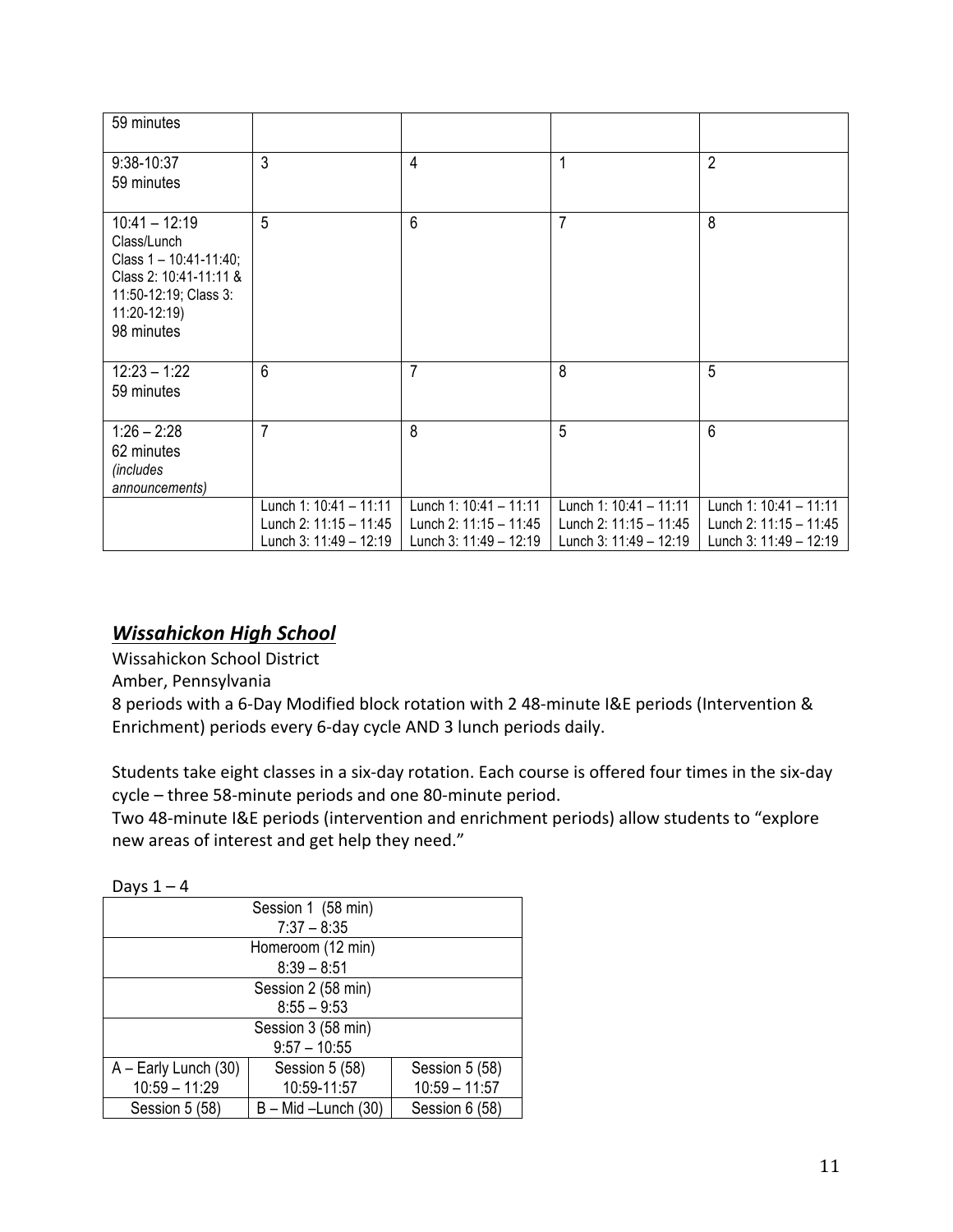| | | | | |
|---|---|---|---|---|
| 59 minutes | | | | |
| 9:38-10:37<br>59 minutes | 3 | 4 | 1 | 2 |
| 10:41 – 12:19<br>Class/Lunch<br>Class 1 – 10:41-11:40;<br>Class 2: 10:41-11:11 & 11:50-12:19; Class 3: 11:20-12:19)<br>98 minutes | 5 | 6 | 7 | 8 |
| 12:23 – 1:22<br>59 minutes | 6 | 7 | 8 | 5 |
| 1:26 – 2:28<br>62 minutes<br>*(includes announcements)* | 7 | 8 | 5 | 6 |
| | Lunch 1: 10:41 – 11:11<br>Lunch 2: 11:15 – 11:45<br>Lunch 3: 11:49 – 12:19 | Lunch 1: 10:41 – 11:11<br>Lunch 2: 11:15 – 11:45<br>Lunch 3: 11:49 – 12:19 | Lunch 1: 10:41 – 11:11<br>Lunch 2: 11:15 – 11:45<br>Lunch 3: 11:49 – 12:19 | Lunch 1: 10:41 – 11:11<br>Lunch 2: 11:15 – 11:45<br>Lunch 3: 11:49 – 12:19 |

## ***Wissahickon High School***

Wissahickon School District
Amber, Pennsylvania
8 periods with a 6-Day Modified block rotation with 2 48-minute I&E periods (Intervention & Enrichment) periods every 6-day cycle AND 3 lunch periods daily.

Students take eight classes in a six-day rotation. Each course is offered four times in the six-day cycle – three 58-minute periods and one 80-minute period.
Two 48-minute I&E periods (intervention and enrichment periods) allow students to "explore new areas of interest and get help they need."

Days 1 – 4

| | | |
|---|---|---|
| Session 1 (58 min)<br>7:37 – 8:35 | | |
| Homeroom (12 min)<br>8:39 – 8:51 | | |
| Session 2 (58 min)<br>8:55 – 9:53 | | |
| Session 3 (58 min)<br>9:57 – 10:55 | | |
| A – Early Lunch (30)<br>10:59 – 11:29 | Session 5 (58)<br>10:59-11:57 | Session 5 (58)<br>10:59 – 11:57 |
| Session 5 (58) | B – Mid –Lunch (30) | Session 6 (58) |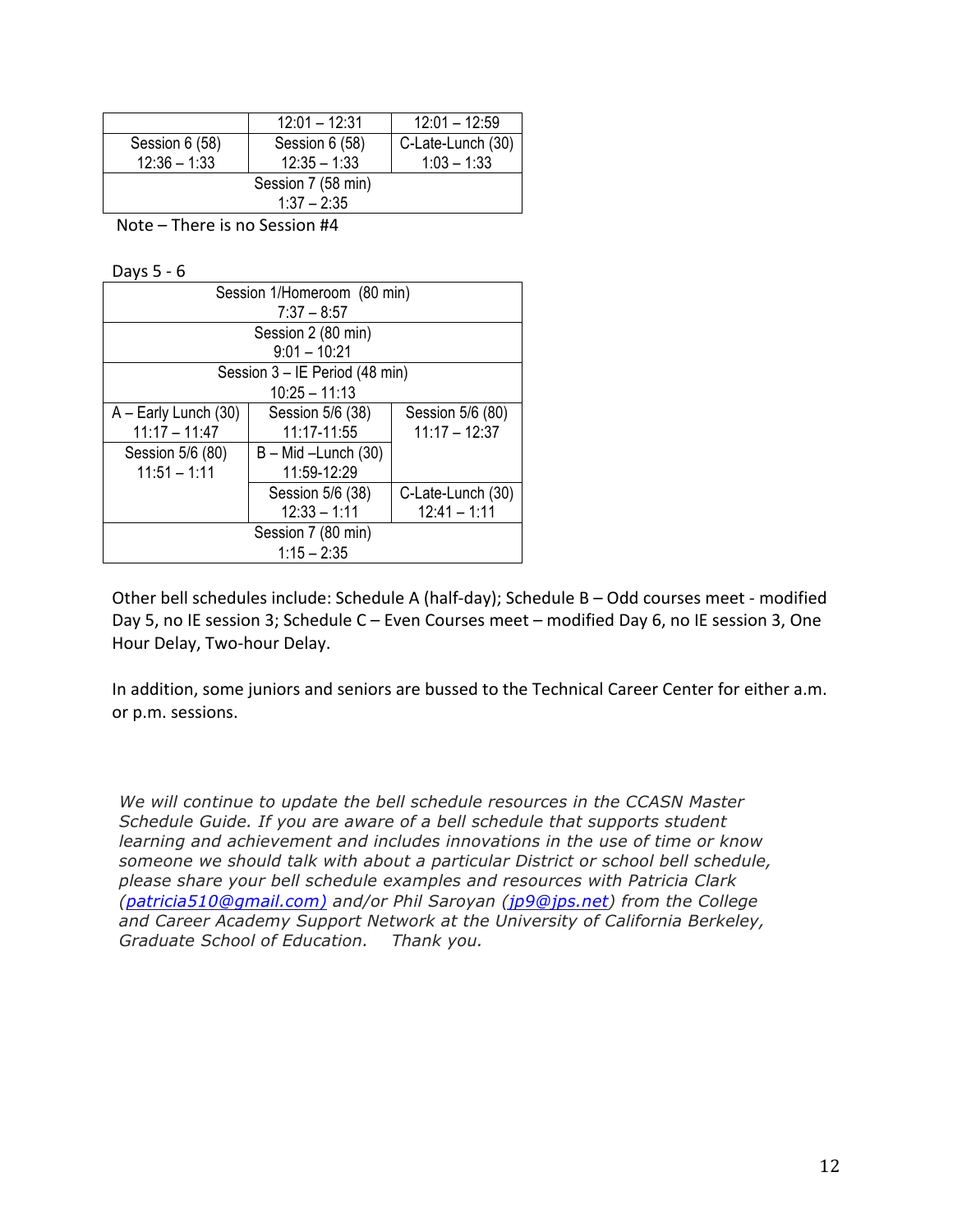| | | |
|---|---|---|
| | 12:01 – 12:31 | 12:01 – 12:59 |
| Session 6 (58)<br>12:36 – 1:33 | Session 6 (58)<br>12:35 – 1:33 | C-Late-Lunch (30)<br>1:03 – 1:33 |
| Session 7 (58 min)<br>1:37 – 2:35 | | |

Note – There is no Session #4

Days 5 - 6

| | | |
|---|---|---|
| Session 1/Homeroom (80 min)<br>7:37 – 8:57 | | |
| Session 2 (80 min)<br>9:01 – 10:21 | | |
| Session 3 – IE Period (48 min)<br>10:25 – 11:13 | | |
| A – Early Lunch (30)<br>11:17 – 11:47 | Session 5/6 (38)<br>11:17-11:55 | Session 5/6 (80)<br>11:17 – 12:37 |
| Session 5/6 (80)<br>11:51 – 1:11 | B – Mid –Lunch (30)<br>11:59-12:29 | |
| | Session 5/6 (38)<br>12:33 – 1:11 | C-Late-Lunch (30)<br>12:41 – 1:11 |
| Session 7 (80 min)<br>1:15 – 2:35 | | |

Other bell schedules include: Schedule A (half-day); Schedule B – Odd courses meet - modified Day 5, no IE session 3; Schedule C – Even Courses meet – modified Day 6, no IE session 3, One Hour Delay, Two-hour Delay.

In addition, some juniors and seniors are bussed to the Technical Career Center for either a.m. or p.m. sessions.

*We will continue to update the bell schedule resources in the CCASN Master Schedule Guide. If you are aware of a bell schedule that supports student learning and achievement and includes innovations in the use of time or know someone we should talk with about a particular District or school bell schedule, please share your bell schedule examples and resources with Patricia Clark (patricia510@gmail.com) and/or Phil Saroyan (jp9@jps.net) from the College and Career Academy Support Network at the University of California Berkeley, Graduate School of Education. Thank you.*